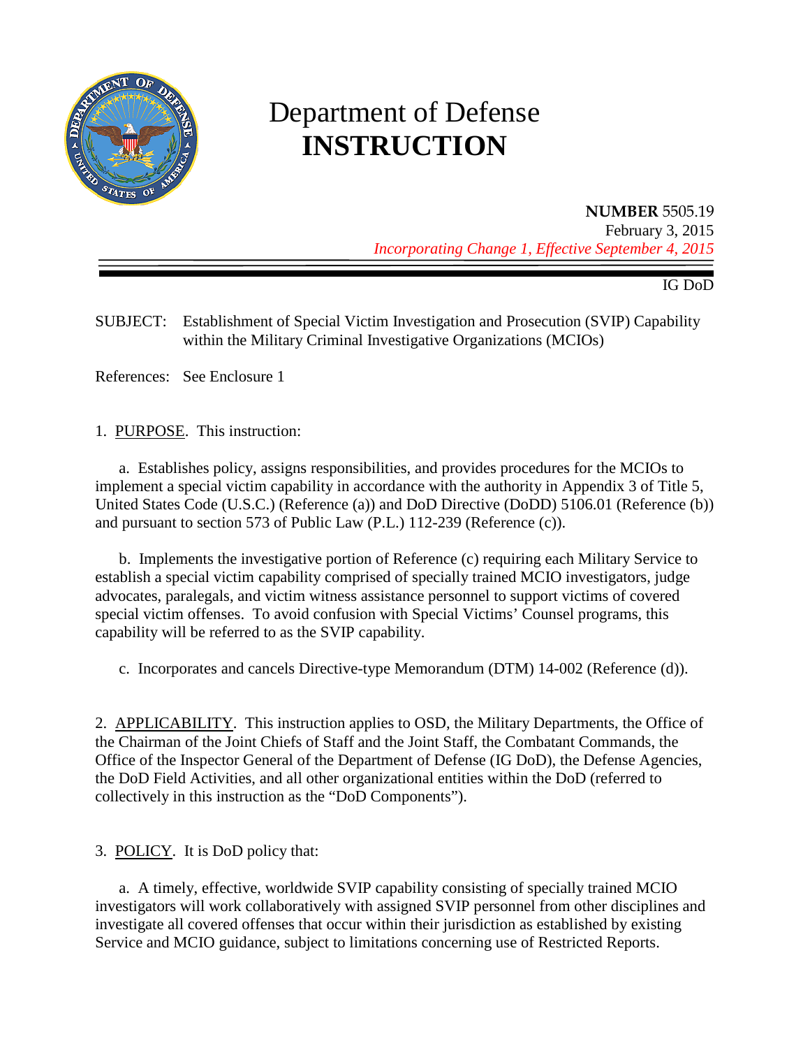# Department of Defense
# INSTRUCTION

**NUMBER** 5505.19
February 3, 2015
*Incorporating Change 1, Effective September 4, 2015*

IG DoD

SUBJECT: Establishment of Special Victim Investigation and Prosecution (SVIP) Capability within the Military Criminal Investigative Organizations (MCIOs)

References: See Enclosure 1

1. PURPOSE. This instruction:

a. Establishes policy, assigns responsibilities, and provides procedures for the MCIOs to implement a special victim capability in accordance with the authority in Appendix 3 of Title 5, United States Code (U.S.C.) (Reference (a)) and DoD Directive (DoDD) 5106.01 (Reference (b)) and pursuant to section 573 of Public Law (P.L.) 112-239 (Reference (c)).

b. Implements the investigative portion of Reference (c) requiring each Military Service to establish a special victim capability comprised of specially trained MCIO investigators, judge advocates, paralegals, and victim witness assistance personnel to support victims of covered special victim offenses. To avoid confusion with Special Victims' Counsel programs, this capability will be referred to as the SVIP capability.

c. Incorporates and cancels Directive-type Memorandum (DTM) 14-002 (Reference (d)).

2. APPLICABILITY. This instruction applies to OSD, the Military Departments, the Office of the Chairman of the Joint Chiefs of Staff and the Joint Staff, the Combatant Commands, the Office of the Inspector General of the Department of Defense (IG DoD), the Defense Agencies, the DoD Field Activities, and all other organizational entities within the DoD (referred to collectively in this instruction as the "DoD Components").

3. POLICY. It is DoD policy that:

a. A timely, effective, worldwide SVIP capability consisting of specially trained MCIO investigators will work collaboratively with assigned SVIP personnel from other disciplines and investigate all covered offenses that occur within their jurisdiction as established by existing Service and MCIO guidance, subject to limitations concerning use of Restricted Reports.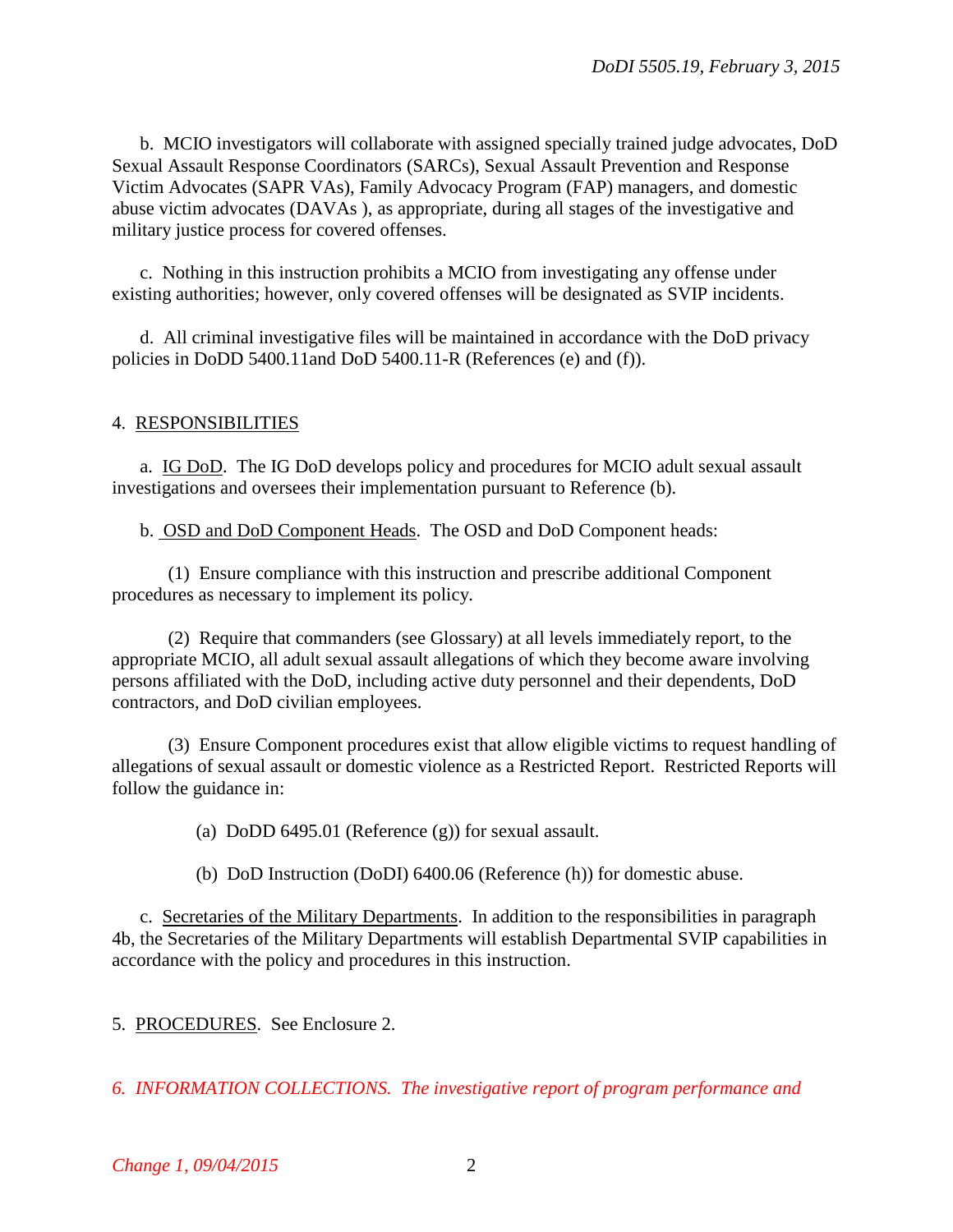b. MCIO investigators will collaborate with assigned specially trained judge advocates, DoD Sexual Assault Response Coordinators (SARCs), Sexual Assault Prevention and Response Victim Advocates (SAPR VAs), Family Advocacy Program (FAP) managers, and domestic abuse victim advocates (DAVAs ), as appropriate, during all stages of the investigative and military justice process for covered offenses.

c. Nothing in this instruction prohibits a MCIO from investigating any offense under existing authorities; however, only covered offenses will be designated as SVIP incidents.

d. All criminal investigative files will be maintained in accordance with the DoD privacy policies in DoDD 5400.11and DoD 5400.11-R (References (e) and (f)).

4. RESPONSIBILITIES

a. IG DoD. The IG DoD develops policy and procedures for MCIO adult sexual assault investigations and oversees their implementation pursuant to Reference (b).

b. OSD and DoD Component Heads. The OSD and DoD Component heads:

(1) Ensure compliance with this instruction and prescribe additional Component procedures as necessary to implement its policy.

(2) Require that commanders (see Glossary) at all levels immediately report, to the appropriate MCIO, all adult sexual assault allegations of which they become aware involving persons affiliated with the DoD, including active duty personnel and their dependents, DoD contractors, and DoD civilian employees.

(3) Ensure Component procedures exist that allow eligible victims to request handling of allegations of sexual assault or domestic violence as a Restricted Report. Restricted Reports will follow the guidance in:

(a) DoDD 6495.01 (Reference (g)) for sexual assault.

(b) DoD Instruction (DoDI) 6400.06 (Reference (h)) for domestic abuse.

c. Secretaries of the Military Departments. In addition to the responsibilities in paragraph 4b, the Secretaries of the Military Departments will establish Departmental SVIP capabilities in accordance with the policy and procedures in this instruction.

5. PROCEDURES. See Enclosure 2.

*6. INFORMATION COLLECTIONS. The investigative report of program performance and*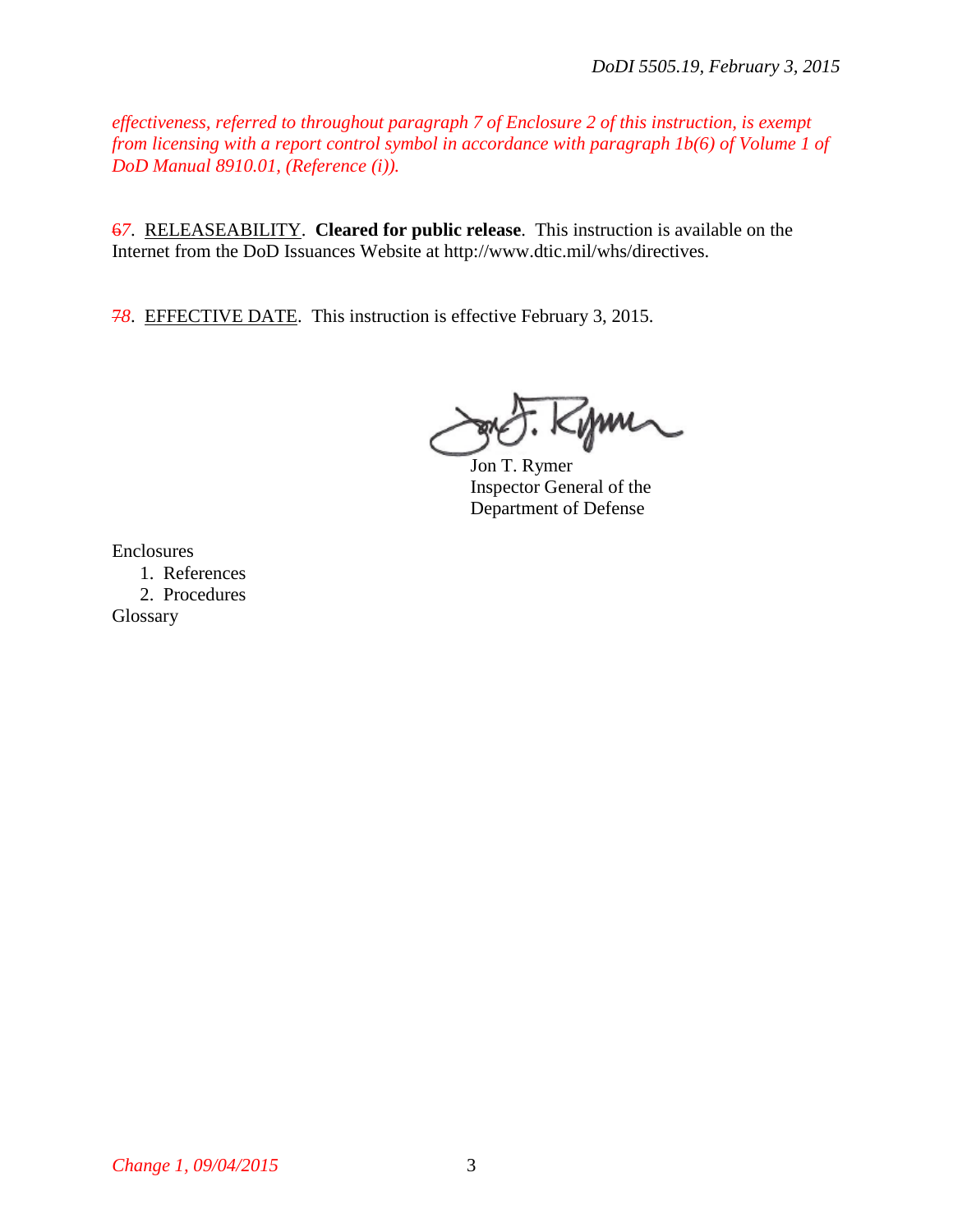*effectiveness, referred to throughout paragraph 7 of Enclosure 2 of this instruction, is exempt from licensing with a report control symbol in accordance with paragraph 1b(6) of Volume 1 of DoD Manual 8910.01, (Reference (i)).*

~~6~~*7*. RELEASEABILITY. **Cleared for public release**. This instruction is available on the Internet from the DoD Issuances Website at http://www.dtic.mil/whs/directives.

~~7~~*8*. EFFECTIVE DATE. This instruction is effective February 3, 2015.

Jon T. Rymer
Inspector General of the
Department of Defense

Enclosures
1. References
2. Procedures
Glossary

*Change 1, 09/04/2015*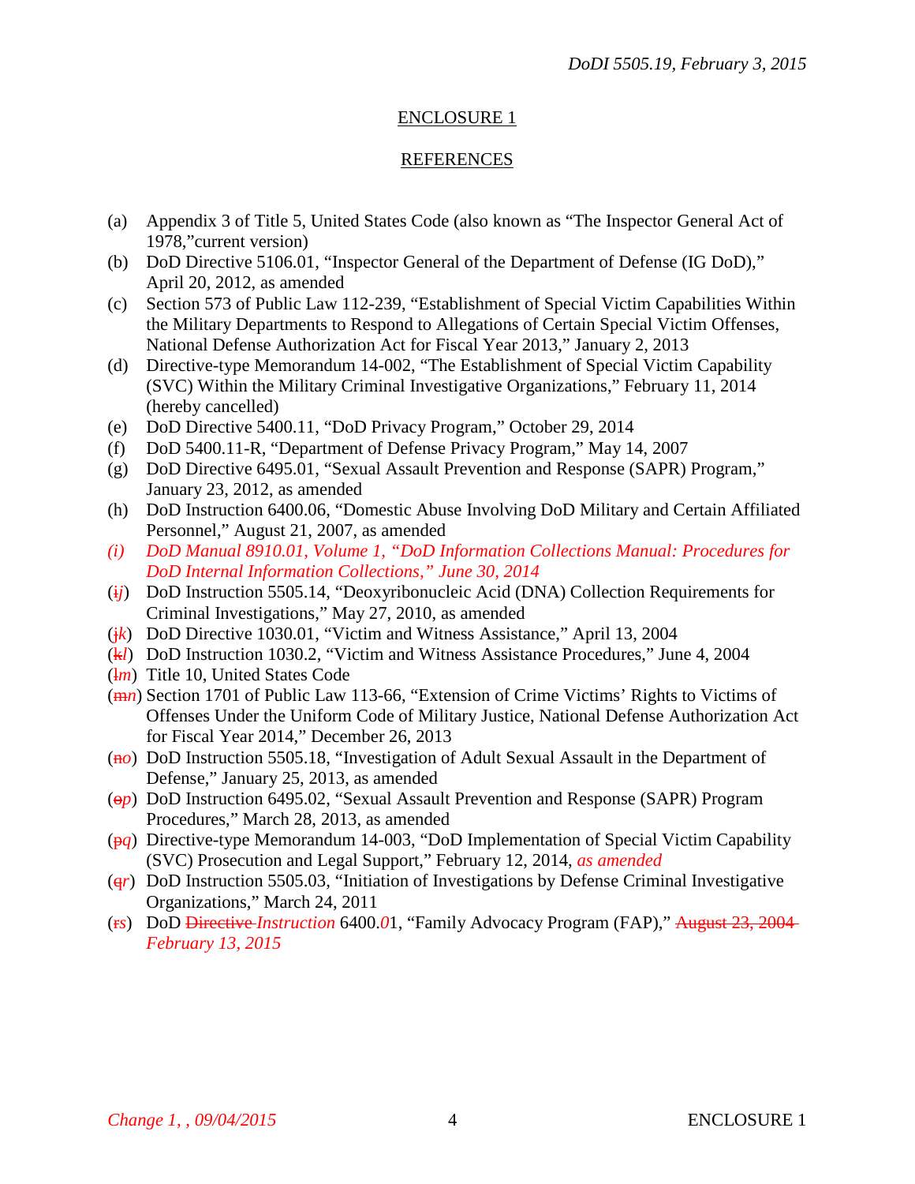ENCLOSURE 1

REFERENCES

(a) Appendix 3 of Title 5, United States Code (also known as "The Inspector General Act of 1978,"current version)
(b) DoD Directive 5106.01, "Inspector General of the Department of Defense (IG DoD)," April 20, 2012, as amended
(c) Section 573 of Public Law 112-239, "Establishment of Special Victim Capabilities Within the Military Departments to Respond to Allegations of Certain Special Victim Offenses, National Defense Authorization Act for Fiscal Year 2013," January 2, 2013
(d) Directive-type Memorandum 14-002, "The Establishment of Special Victim Capability (SVC) Within the Military Criminal Investigative Organizations," February 11, 2014 (hereby cancelled)
(e) DoD Directive 5400.11, "DoD Privacy Program," October 29, 2014
(f) DoD 5400.11-R, "Department of Defense Privacy Program," May 14, 2007
(g) DoD Directive 6495.01, "Sexual Assault Prevention and Response (SAPR) Program," January 23, 2012, as amended
(h) DoD Instruction 6400.06, "Domestic Abuse Involving DoD Military and Certain Affiliated Personnel," August 21, 2007, as amended
*(i) DoD Manual 8910.01, Volume 1, "DoD Information Collections Manual: Procedures for DoD Internal Information Collections," June 30, 2014*
(~~i~~*j*) DoD Instruction 5505.14, "Deoxyribonucleic Acid (DNA) Collection Requirements for Criminal Investigations," May 27, 2010, as amended
(~~j~~*k*) DoD Directive 1030.01, "Victim and Witness Assistance," April 13, 2004
(~~k~~*l*) DoD Instruction 1030.2, "Victim and Witness Assistance Procedures," June 4, 2004
(~~l~~*m*) Title 10, United States Code
(~~m~~*n*) Section 1701 of Public Law 113-66, "Extension of Crime Victims' Rights to Victims of Offenses Under the Uniform Code of Military Justice, National Defense Authorization Act for Fiscal Year 2014," December 26, 2013
(~~n~~*o*) DoD Instruction 5505.18, "Investigation of Adult Sexual Assault in the Department of Defense," January 25, 2013, as amended
(~~o~~*p*) DoD Instruction 6495.02, "Sexual Assault Prevention and Response (SAPR) Program Procedures," March 28, 2013, as amended
(~~p~~*q*) Directive-type Memorandum 14-003, "DoD Implementation of Special Victim Capability (SVC) Prosecution and Legal Support," February 12, 2014, *as amended*
(~~q~~*r*) DoD Instruction 5505.03, "Initiation of Investigations by Defense Criminal Investigative Organizations," March 24, 2011
(~~r~~*s*) DoD ~~Directive~~ *Instruction* 6400.*0*1, "Family Advocacy Program (FAP)," ~~August 23, 2004~~ *February 13, 2015*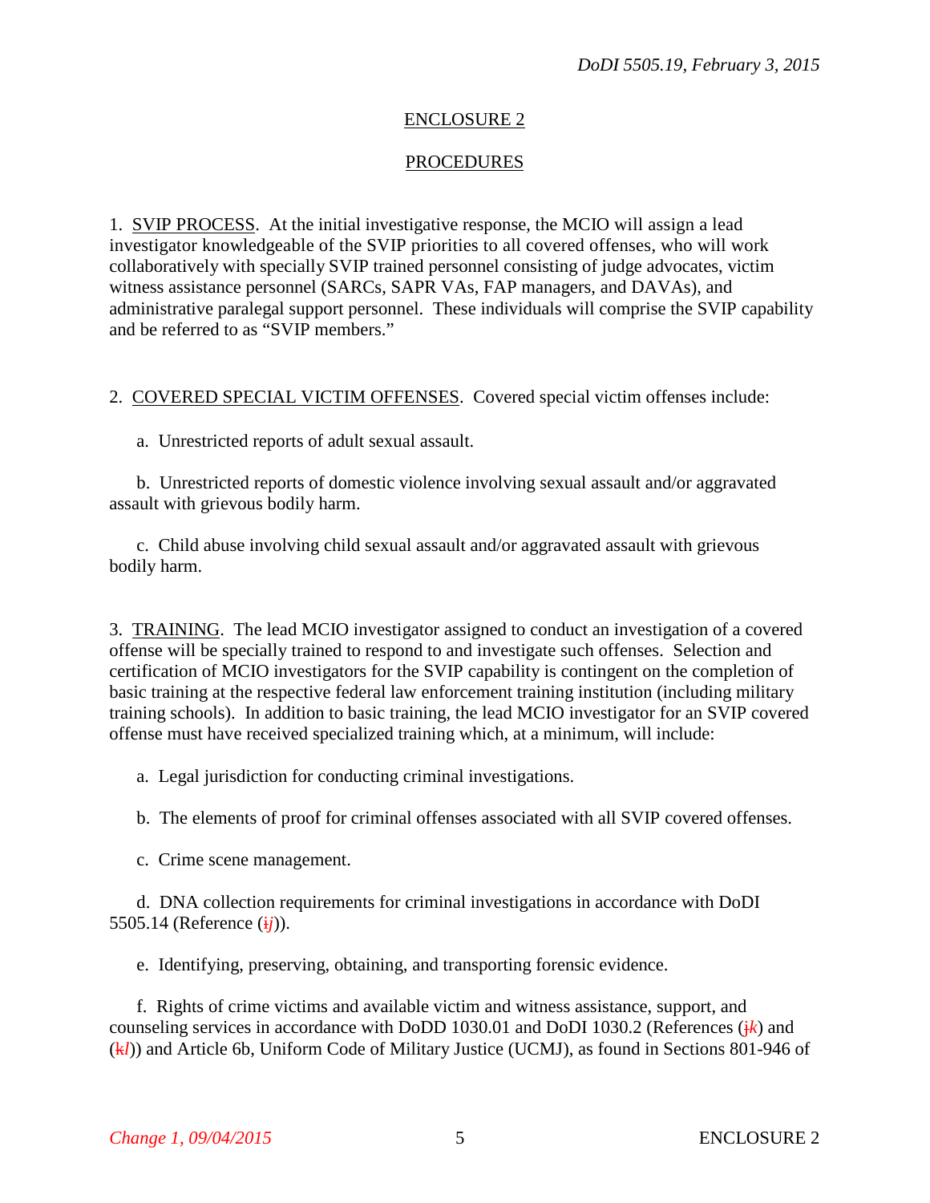## ENCLOSURE 2

## PROCEDURES

1. SVIP PROCESS. At the initial investigative response, the MCIO will assign a lead investigator knowledgeable of the SVIP priorities to all covered offenses, who will work collaboratively with specially SVIP trained personnel consisting of judge advocates, victim witness assistance personnel (SARCs, SAPR VAs, FAP managers, and DAVAs), and administrative paralegal support personnel. These individuals will comprise the SVIP capability and be referred to as "SVIP members."

2. COVERED SPECIAL VICTIM OFFENSES. Covered special victim offenses include:

a. Unrestricted reports of adult sexual assault.

b. Unrestricted reports of domestic violence involving sexual assault and/or aggravated assault with grievous bodily harm.

c. Child abuse involving child sexual assault and/or aggravated assault with grievous bodily harm.

3. TRAINING. The lead MCIO investigator assigned to conduct an investigation of a covered offense will be specially trained to respond to and investigate such offenses. Selection and certification of MCIO investigators for the SVIP capability is contingent on the completion of basic training at the respective federal law enforcement training institution (including military training schools). In addition to basic training, the lead MCIO investigator for an SVIP covered offense must have received specialized training which, at a minimum, will include:

a. Legal jurisdiction for conducting criminal investigations.

b. The elements of proof for criminal offenses associated with all SVIP covered offenses.

c. Crime scene management.

d. DNA collection requirements for criminal investigations in accordance with DoDI 5505.14 (Reference (~~i~~*j*)).

e. Identifying, preserving, obtaining, and transporting forensic evidence.

f. Rights of crime victims and available victim and witness assistance, support, and counseling services in accordance with DoDD 1030.01 and DoDI 1030.2 (References (~~j~~*k*) and (~~k~~*l*)) and Article 6b, Uniform Code of Military Justice (UCMJ), as found in Sections 801-946 of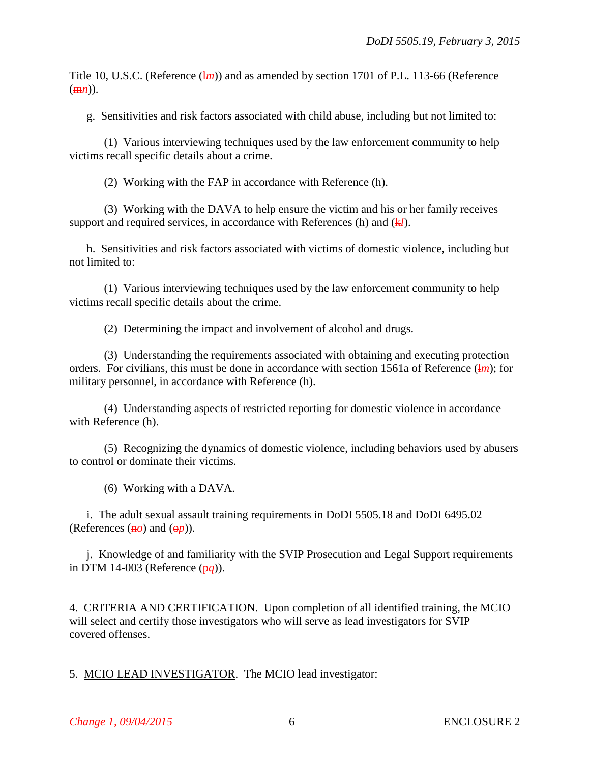Title 10, U.S.C. (Reference (~~l~~*m*)) and as amended by section 1701 of P.L. 113-66 (Reference (~~m~~*n*)).

g. Sensitivities and risk factors associated with child abuse, including but not limited to:

(1) Various interviewing techniques used by the law enforcement community to help victims recall specific details about a crime.

(2) Working with the FAP in accordance with Reference (h).

(3) Working with the DAVA to help ensure the victim and his or her family receives support and required services, in accordance with References (h) and (~~k~~*l*).

h. Sensitivities and risk factors associated with victims of domestic violence, including but not limited to:

(1) Various interviewing techniques used by the law enforcement community to help victims recall specific details about the crime.

(2) Determining the impact and involvement of alcohol and drugs.

(3) Understanding the requirements associated with obtaining and executing protection orders. For civilians, this must be done in accordance with section 1561a of Reference (~~l~~*m*); for military personnel, in accordance with Reference (h).

(4) Understanding aspects of restricted reporting for domestic violence in accordance with Reference (h).

(5) Recognizing the dynamics of domestic violence, including behaviors used by abusers to control or dominate their victims.

(6) Working with a DAVA.

i. The adult sexual assault training requirements in DoDI 5505.18 and DoDI 6495.02 (References (~~n~~*o*) and (~~o~~*p*)).

j. Knowledge of and familiarity with the SVIP Prosecution and Legal Support requirements in DTM 14-003 (Reference (~~p~~*q*)).

4. <u>CRITERIA AND CERTIFICATION</u>. Upon completion of all identified training, the MCIO will select and certify those investigators who will serve as lead investigators for SVIP covered offenses.

5. <u>MCIO LEAD INVESTIGATOR</u>. The MCIO lead investigator: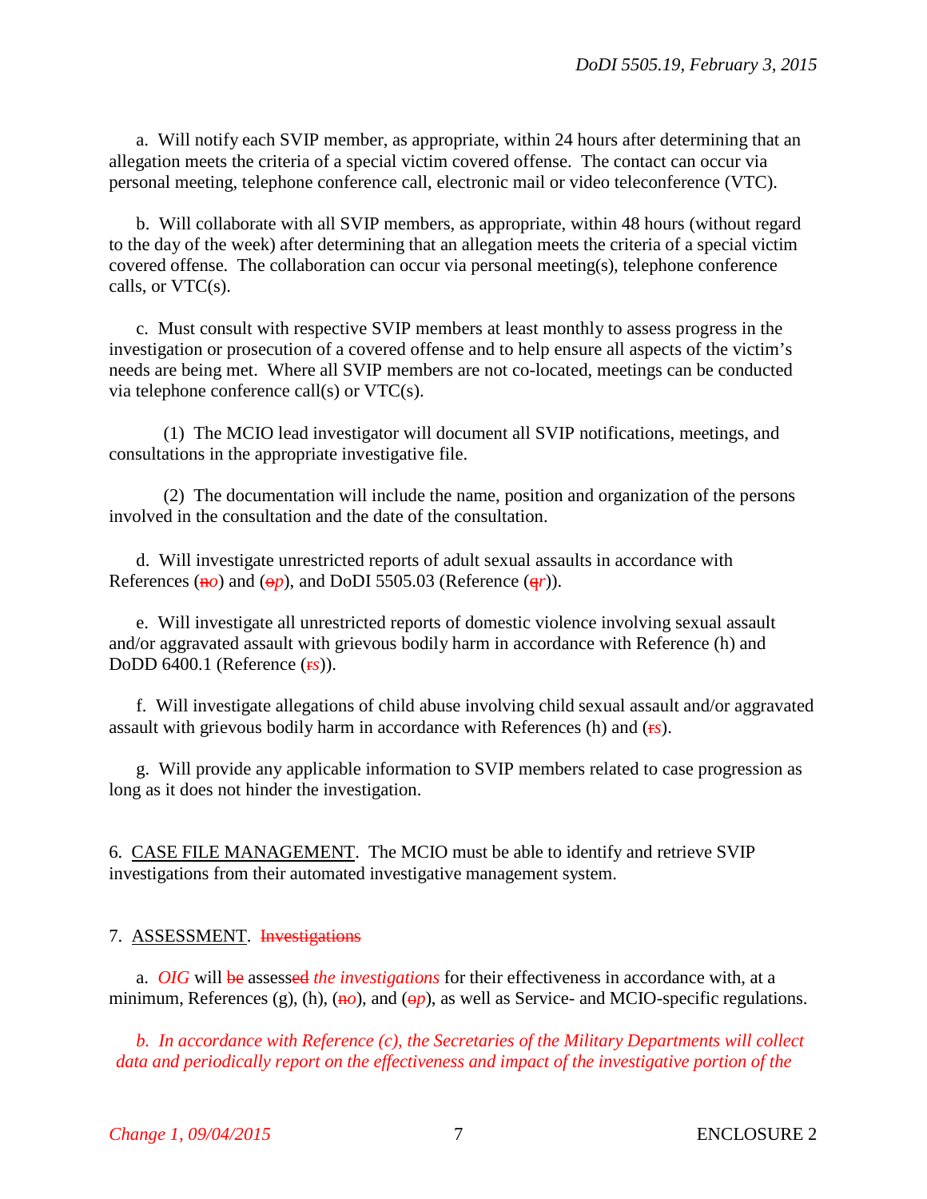a. Will notify each SVIP member, as appropriate, within 24 hours after determining that an allegation meets the criteria of a special victim covered offense. The contact can occur via personal meeting, telephone conference call, electronic mail or video teleconference (VTC).

b. Will collaborate with all SVIP members, as appropriate, within 48 hours (without regard to the day of the week) after determining that an allegation meets the criteria of a special victim covered offense. The collaboration can occur via personal meeting(s), telephone conference calls, or VTC(s).

c. Must consult with respective SVIP members at least monthly to assess progress in the investigation or prosecution of a covered offense and to help ensure all aspects of the victim's needs are being met. Where all SVIP members are not co-located, meetings can be conducted via telephone conference call(s) or VTC(s).

(1) The MCIO lead investigator will document all SVIP notifications, meetings, and consultations in the appropriate investigative file.

(2) The documentation will include the name, position and organization of the persons involved in the consultation and the date of the consultation.

d. Will investigate unrestricted reports of adult sexual assaults in accordance with References (~~n~~*o*) and (~~o~~*p*), and DoDI 5505.03 (Reference (~~q~~*r*)).

e. Will investigate all unrestricted reports of domestic violence involving sexual assault and/or aggravated assault with grievous bodily harm in accordance with Reference (h) and DoDD 6400.1 (Reference (~~r~~*s*)).

f. Will investigate allegations of child abuse involving child sexual assault and/or aggravated assault with grievous bodily harm in accordance with References (h) and (~~r~~*s*).

g. Will provide any applicable information to SVIP members related to case progression as long as it does not hinder the investigation.

6. CASE FILE MANAGEMENT. The MCIO must be able to identify and retrieve SVIP investigations from their automated investigative management system.

7. ASSESSMENT. ~~Investigations~~

a. *OIG* will ~~be~~ assess~~ed~~ *the investigations* for their effectiveness in accordance with, at a minimum, References (g), (h), (~~n~~*o*), and (~~o~~*p*), as well as Service- and MCIO-specific regulations.

*b. In accordance with Reference (c), the Secretaries of the Military Departments will collect data and periodically report on the effectiveness and impact of the investigative portion of the*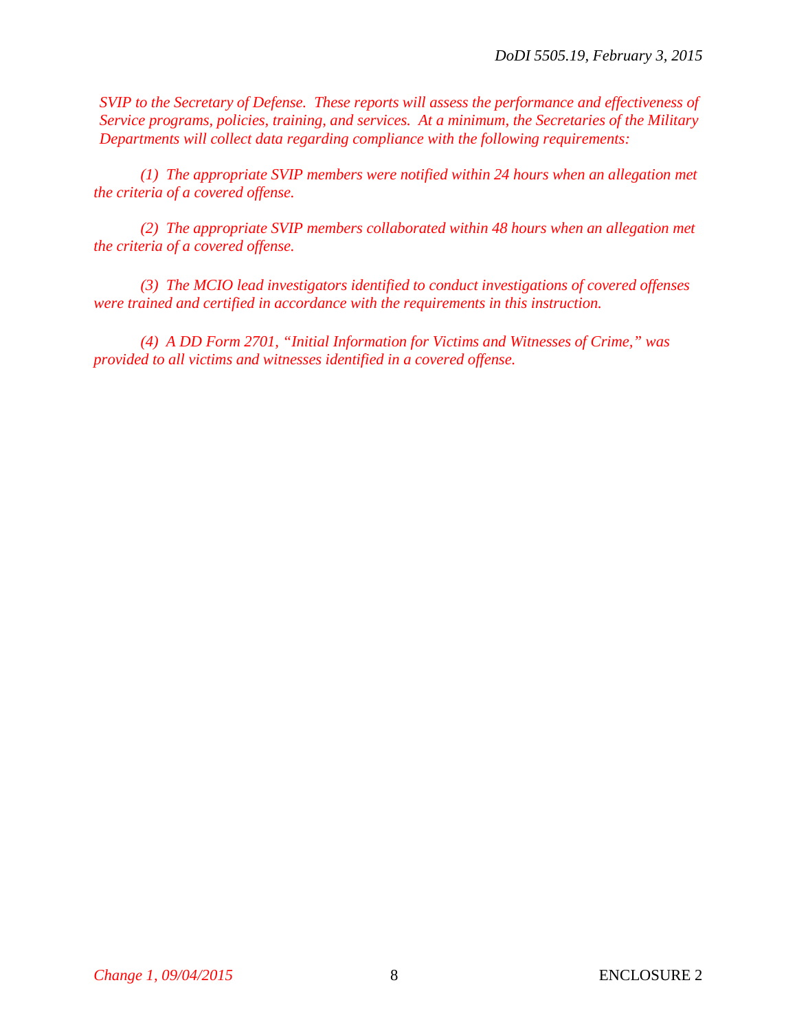*SVIP to the Secretary of Defense. These reports will assess the performance and effectiveness of Service programs, policies, training, and services. At a minimum, the Secretaries of the Military Departments will collect data regarding compliance with the following requirements:*

*(1) The appropriate SVIP members were notified within 24 hours when an allegation met the criteria of a covered offense.*

*(2) The appropriate SVIP members collaborated within 48 hours when an allegation met the criteria of a covered offense.*

*(3) The MCIO lead investigators identified to conduct investigations of covered offenses were trained and certified in accordance with the requirements in this instruction.*

*(4) A DD Form 2701, "Initial Information for Victims and Witnesses of Crime," was provided to all victims and witnesses identified in a covered offense.*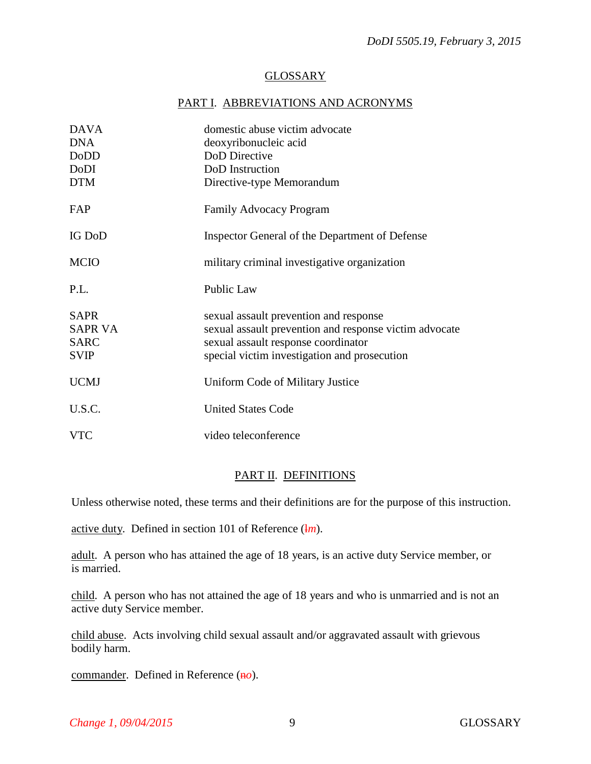## GLOSSARY

### PART I. ABBREVIATIONS AND ACRONYMS

| | |
|---|---|
| DAVA | domestic abuse victim advocate |
| DNA | deoxyribonucleic acid |
| DoDD | DoD Directive |
| DoDI | DoD Instruction |
| DTM | Directive-type Memorandum |
| FAP | Family Advocacy Program |
| IG DoD | Inspector General of the Department of Defense |
| MCIO | military criminal investigative organization |
| P.L. | Public Law |
| SAPR | sexual assault prevention and response |
| SAPR VA | sexual assault prevention and response victim advocate |
| SARC | sexual assault response coordinator |
| SVIP | special victim investigation and prosecution |
| UCMJ | Uniform Code of Military Justice |
| U.S.C. | United States Code |
| VTC | video teleconference |

### PART II. DEFINITIONS

Unless otherwise noted, these terms and their definitions are for the purpose of this instruction.

active duty. Defined in section 101 of Reference (~~l~~*m*).

adult. A person who has attained the age of 18 years, is an active duty Service member, or is married.

child. A person who has not attained the age of 18 years and who is unmarried and is not an active duty Service member.

child abuse. Acts involving child sexual assault and/or aggravated assault with grievous bodily harm.

commander. Defined in Reference (~~n~~*o*).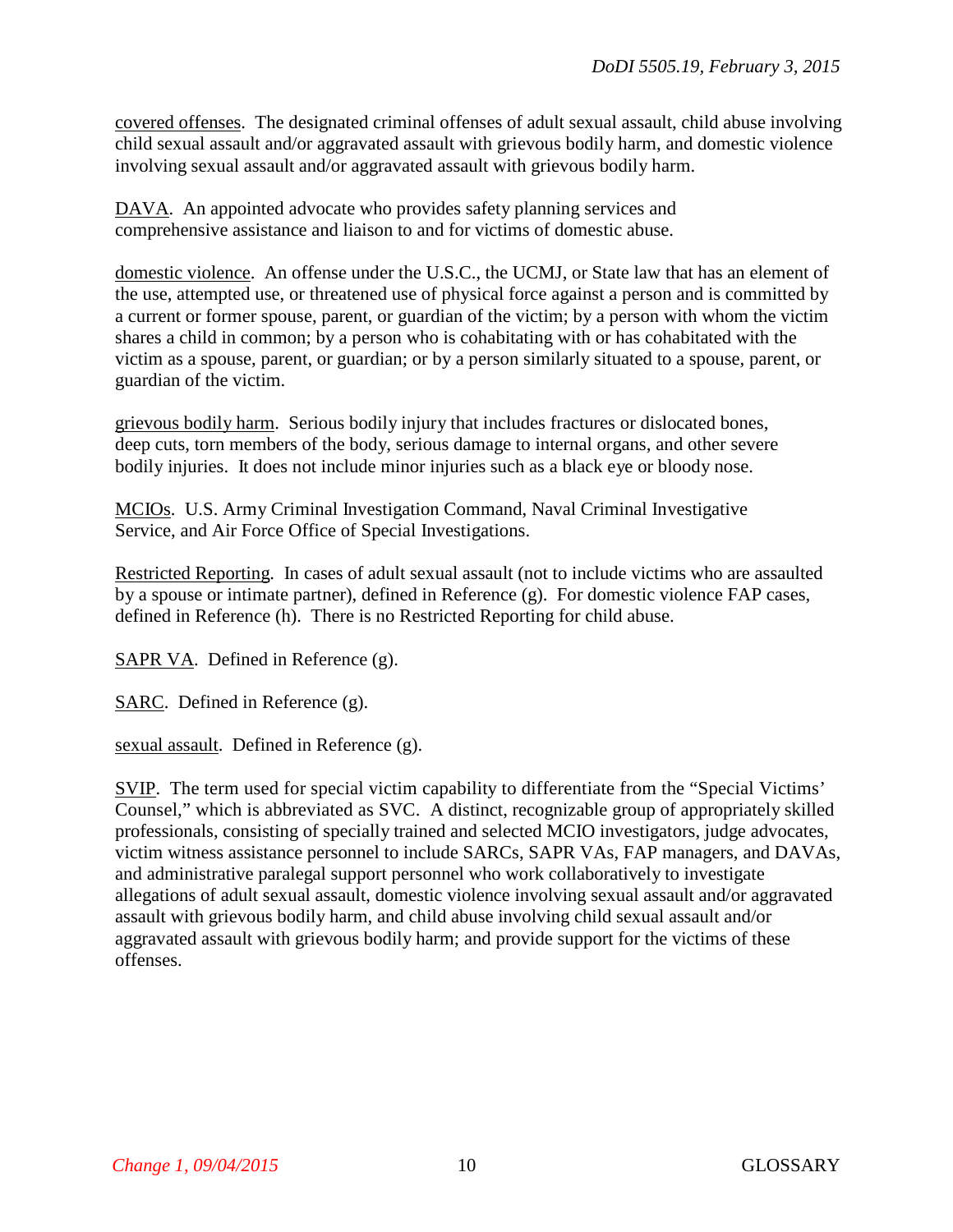<u>covered offenses</u>. The designated criminal offenses of adult sexual assault, child abuse involving child sexual assault and/or aggravated assault with grievous bodily harm, and domestic violence involving sexual assault and/or aggravated assault with grievous bodily harm.

<u>DAVA</u>. An appointed advocate who provides safety planning services and comprehensive assistance and liaison to and for victims of domestic abuse.

<u>domestic violence</u>. An offense under the U.S.C., the UCMJ, or State law that has an element of the use, attempted use, or threatened use of physical force against a person and is committed by a current or former spouse, parent, or guardian of the victim; by a person with whom the victim shares a child in common; by a person who is cohabitating with or has cohabitated with the victim as a spouse, parent, or guardian; or by a person similarly situated to a spouse, parent, or guardian of the victim.

<u>grievous bodily harm</u>. Serious bodily injury that includes fractures or dislocated bones, deep cuts, torn members of the body, serious damage to internal organs, and other severe bodily injuries. It does not include minor injuries such as a black eye or bloody nose.

<u>MCIOs</u>. U.S. Army Criminal Investigation Command, Naval Criminal Investigative Service, and Air Force Office of Special Investigations.

<u>Restricted Reporting</u>. In cases of adult sexual assault (not to include victims who are assaulted by a spouse or intimate partner), defined in Reference (g). For domestic violence FAP cases, defined in Reference (h). There is no Restricted Reporting for child abuse.

<u>SAPR VA</u>. Defined in Reference (g).

<u>SARC</u>. Defined in Reference (g).

<u>sexual assault</u>. Defined in Reference (g).

<u>SVIP</u>. The term used for special victim capability to differentiate from the "Special Victims' Counsel," which is abbreviated as SVC. A distinct, recognizable group of appropriately skilled professionals, consisting of specially trained and selected MCIO investigators, judge advocates, victim witness assistance personnel to include SARCs, SAPR VAs, FAP managers, and DAVAs, and administrative paralegal support personnel who work collaboratively to investigate allegations of adult sexual assault, domestic violence involving sexual assault and/or aggravated assault with grievous bodily harm, and child abuse involving child sexual assault and/or aggravated assault with grievous bodily harm; and provide support for the victims of these offenses.